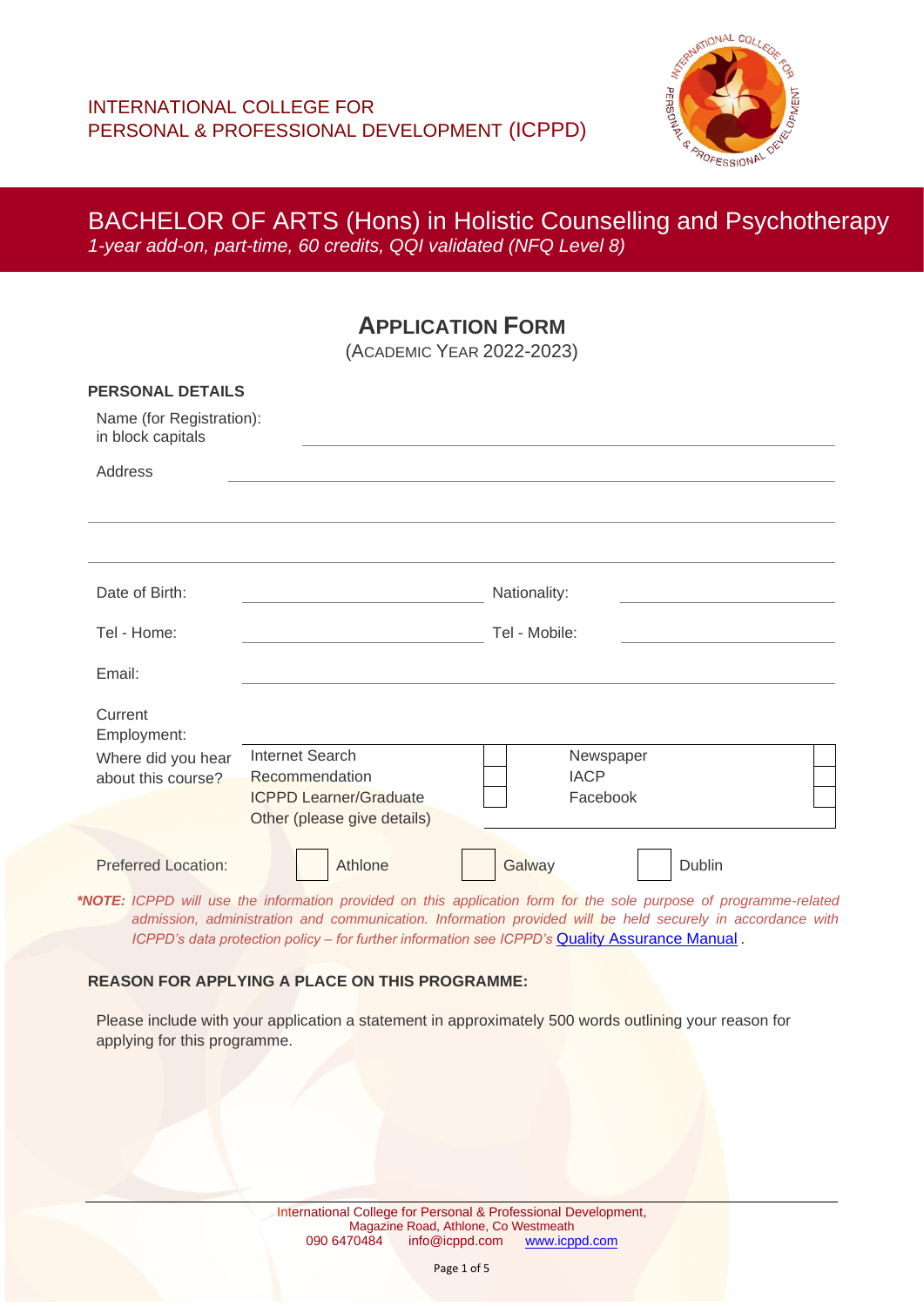INTERNATIONAL COLLEGE FOR
PERSONAL & PROFESSIONAL DEVELOPMENT (ICPPD)

# BACHELOR OF ARTS (Hons) in Holistic Counselling and Psychotherapy

*1-year add-on, part-time, 60 credits, QQI validated (NFQ Level 8)*

## APPLICATION FORM

(ACADEMIC YEAR 2022-2023)

### PERSONAL DETAILS

Name (for Registration): in block capitals ______________________________

Address ______________________________

______________________________

______________________________

| | | | |
|---|---|---|---|
| Date of Birth: | | Nationality: | |
| Tel - Home: | | Tel - Mobile: | |
| Email: | | | |
| Current Employment: | | | |

| Where did you hear about this course? | | | |
|---|---|---|---|
| Internet Search | ☐ | Newspaper | ☐ |
| Recommendation | ☐ | IACP | ☐ |
| ICPPD Learner/Graduate | ☐ | Facebook | ☐ |
| Other (please give details) | | | |

Preferred Location: ☐ Athlone ☐ Galway ☐ Dublin

***NOTE:** ICPPD will use the information provided on this application form for the sole purpose of programme-related admission, administration and communication. Information provided will be held securely in accordance with ICPPD's data protection policy – for further information see ICPPD's [Quality Assurance Manual](Quality Assurance Manual).*

### REASON FOR APPLYING A PLACE ON THIS PROGRAMME:

Please include with your application a statement in approximately 500 words outlining your reason for applying for this programme.

International College for Personal & Professional Development,
Magazine Road, Athlone, Co Westmeath
090 6470484 info@icppd.com www.icppd.com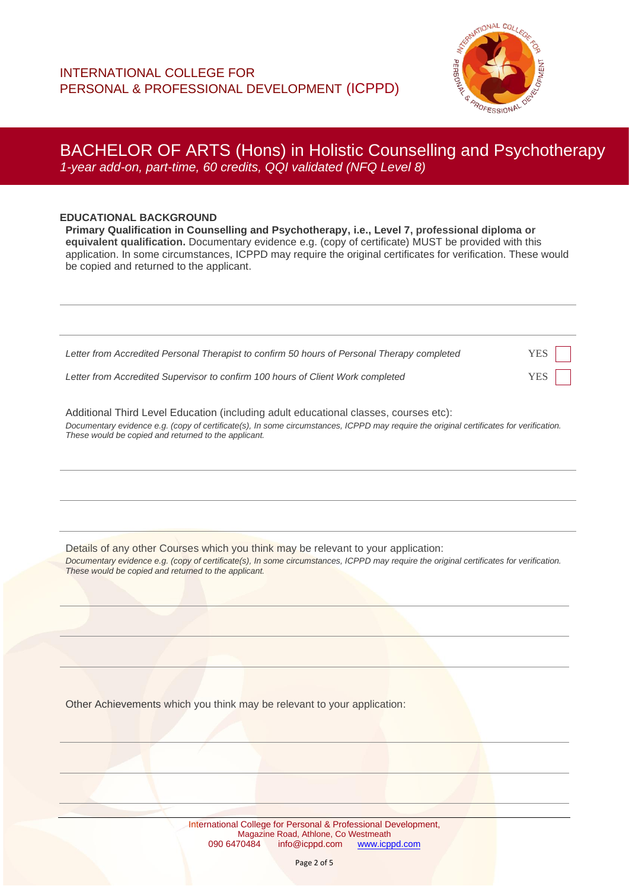INTERNATIONAL COLLEGE FOR
PERSONAL & PROFESSIONAL DEVELOPMENT (ICPPD)

# BACHELOR OF ARTS (Hons) in Holistic Counselling and Psychotherapy

*1-year add-on, part-time, 60 credits, QQI validated (NFQ Level 8)*

## EDUCATIONAL BACKGROUND

**Primary Qualification in Counselling and Psychotherapy, i.e., Level 7, professional diploma or equivalent qualification.** Documentary evidence e.g. (copy of certificate) MUST be provided with this application. In some circumstances, ICPPD may require the original certificates for verification. These would be copied and returned to the applicant.

---

---

*Letter from Accredited Personal Therapist to confirm 50 hours of Personal Therapy completed* YES ☐

*Letter from Accredited Supervisor to confirm 100 hours of Client Work completed* YES ☐

Additional Third Level Education (including adult educational classes, courses etc):

*Documentary evidence e.g. (copy of certificate(s), In some circumstances, ICPPD may require the original certificates for verification. These would be copied and returned to the applicant.*

---

---

---

Details of any other Courses which you think may be relevant to your application:

*Documentary evidence e.g. (copy of certificate(s), In some circumstances, ICPPD may require the original certificates for verification. These would be copied and returned to the applicant.*

---

---

---

Other Achievements which you think may be relevant to your application:

---

---

---

International College for Personal & Professional Development,
Magazine Road, Athlone, Co Westmeath
090 6470484 info@icppd.com www.icppd.com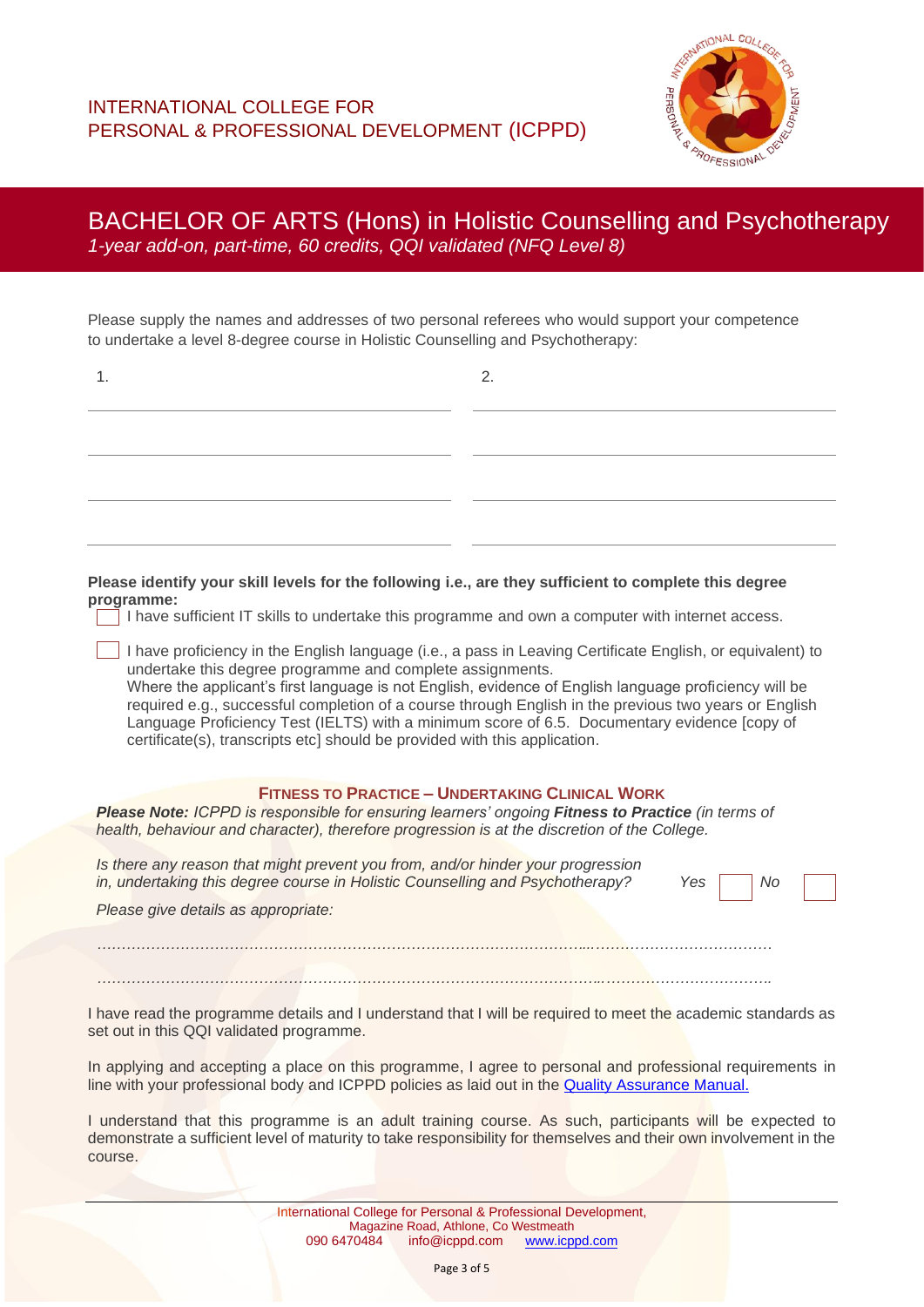INTERNATIONAL COLLEGE FOR
PERSONAL & PROFESSIONAL DEVELOPMENT (ICPPD)

# BACHELOR OF ARTS (Hons) in Holistic Counselling and Psychotherapy

*1-year add-on, part-time, 60 credits, QQI validated (NFQ Level 8)*

Please supply the names and addresses of two personal referees who would support your competence to undertake a level 8-degree course in Holistic Counselling and Psychotherapy:

| 1. | 2. |
|---|---|
| | |
| | |
| | |
| | |

**Please identify your skill levels for the following i.e., are they sufficient to complete this degree programme:**

☐ I have sufficient IT skills to undertake this programme and own a computer with internet access.

☐ I have proficiency in the English language (i.e., a pass in Leaving Certificate English, or equivalent) to undertake this degree programme and complete assignments.
Where the applicant's first language is not English, evidence of English language proficiency will be required e.g., successful completion of a course through English in the previous two years or English Language Proficiency Test (IELTS) with a minimum score of 6.5. Documentary evidence [copy of certificate(s), transcripts etc] should be provided with this application.

## Fitness to Practice – Undertaking Clinical Work

***Please Note:*** *ICPPD is responsible for ensuring learners' ongoing* ***Fitness to Practice*** *(in terms of health, behaviour and character), therefore progression is at the discretion of the College.*

*Is there any reason that might prevent you from, and/or hinder your progression in, undertaking this degree course in Holistic Counselling and Psychotherapy?* *Yes* ☐ *No* ☐

*Please give details as appropriate:*

……………………………………………………………………………………………………………………

……………………………………………………………………………………………………………………

I have read the programme details and I understand that I will be required to meet the academic standards as set out in this QQI validated programme.

In applying and accepting a place on this programme, I agree to personal and professional requirements in line with your professional body and ICPPD policies as laid out in the [Quality Assurance Manual.](#)

I understand that this programme is an adult training course. As such, participants will be expected to demonstrate a sufficient level of maturity to take responsibility for themselves and their own involvement in the course.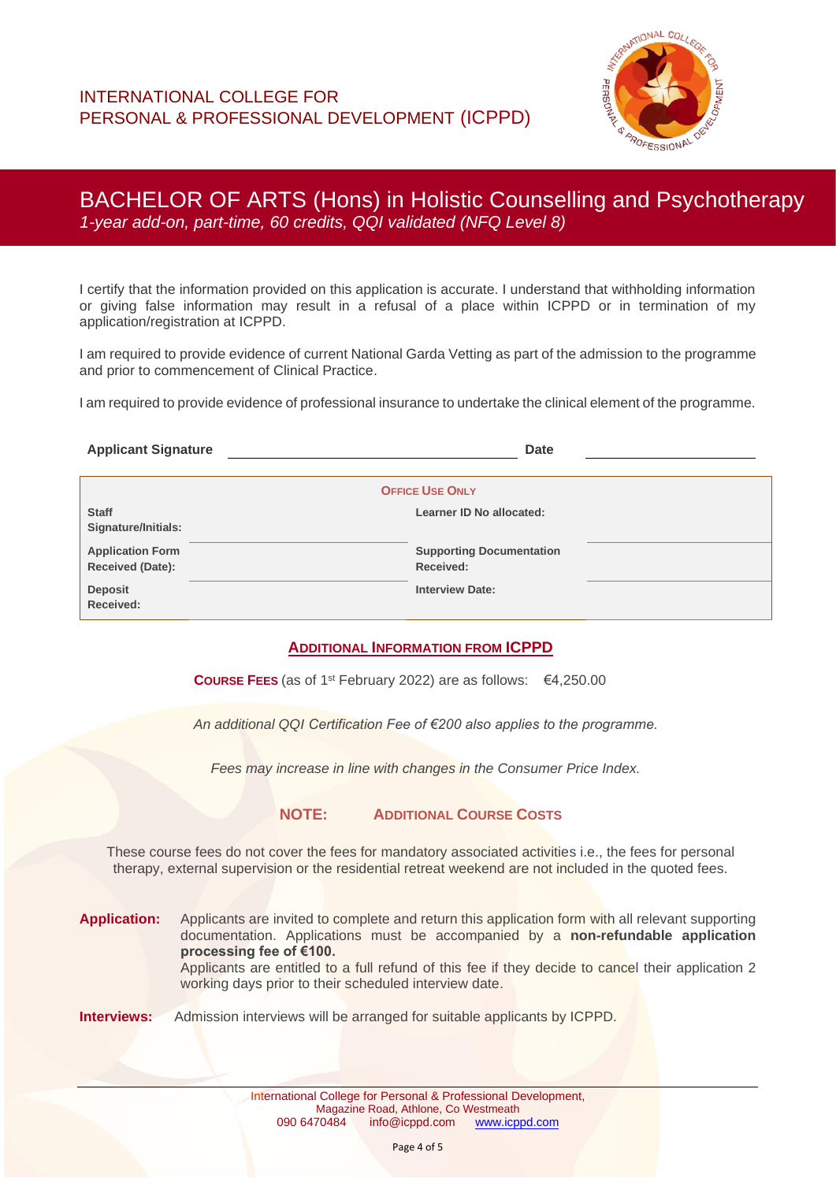INTERNATIONAL COLLEGE FOR
PERSONAL & PROFESSIONAL DEVELOPMENT (ICPPD)

# BACHELOR OF ARTS (Hons) in Holistic Counselling and Psychotherapy

*1-year add-on, part-time, 60 credits, QQI validated (NFQ Level 8)*

I certify that the information provided on this application is accurate. I understand that withholding information or giving false information may result in a refusal of a place within ICPPD or in termination of my application/registration at ICPPD.

I am required to provide evidence of current National Garda Vetting as part of the admission to the programme and prior to commencement of Clinical Practice.

I am required to provide evidence of professional insurance to undertake the clinical element of the programme.

**Applicant Signature** ______________________________ **Date** ________________

| **OFFICE USE ONLY** | | | |
|---|---|---|---|
| **Staff Signature/Initials:** | | **Learner ID No allocated:** | |
| **Application Form Received (Date):** | | **Supporting Documentation Received:** | |
| **Deposit Received:** | | **Interview Date:** | |

## ADDITIONAL INFORMATION FROM ICPPD

**COURSE FEES** (as of 1st February 2022) are as follows: €4,250.00

*An additional QQI Certification Fee of €200 also applies to the programme.*

*Fees may increase in line with changes in the Consumer Price Index.*

**NOTE: ADDITIONAL COURSE COSTS**

These course fees do not cover the fees for mandatory associated activities i.e., the fees for personal therapy, external supervision or the residential retreat weekend are not included in the quoted fees.

**Application:** Applicants are invited to complete and return this application form with all relevant supporting documentation. Applications must be accompanied by a **non-refundable application processing fee of €100.**
Applicants are entitled to a full refund of this fee if they decide to cancel their application 2 working days prior to their scheduled interview date.

**Interviews:** Admission interviews will be arranged for suitable applicants by ICPPD.

International College for Personal & Professional Development,
Magazine Road, Athlone, Co Westmeath
090 6470484 info@icppd.com www.icppd.com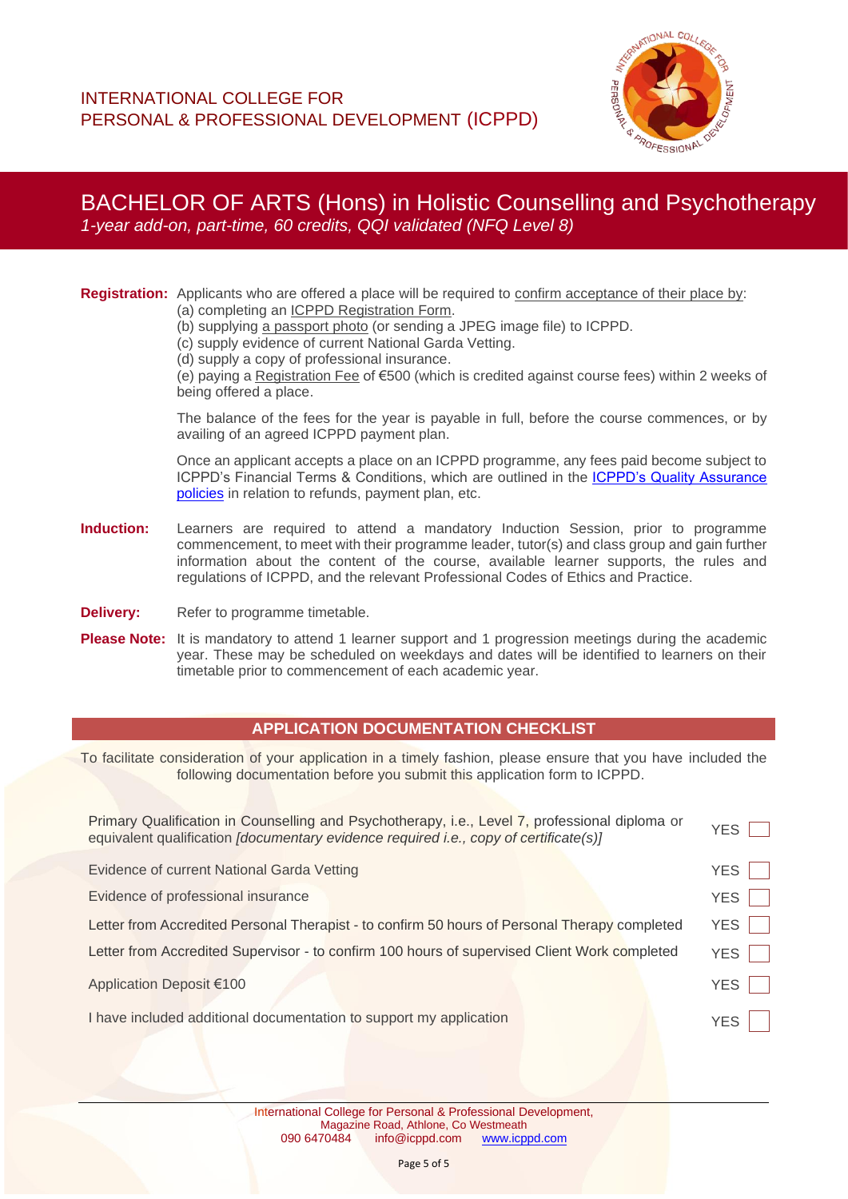INTERNATIONAL COLLEGE FOR
PERSONAL & PROFESSIONAL DEVELOPMENT (ICPPD)

# BACHELOR OF ARTS (Hons) in Holistic Counselling and Psychotherapy

*1-year add-on, part-time, 60 credits, QQI validated (NFQ Level 8)*

**Registration:** Applicants who are offered a place will be required to confirm acceptance of their place by:
(a) completing an ICPPD Registration Form.
(b) supplying a passport photo (or sending a JPEG image file) to ICPPD.
(c) supply evidence of current National Garda Vetting.
(d) supply a copy of professional insurance.
(e) paying a Registration Fee of €500 (which is credited against course fees) within 2 weeks of being offered a place.

The balance of the fees for the year is payable in full, before the course commences, or by availing of an agreed ICPPD payment plan.

Once an applicant accepts a place on an ICPPD programme, any fees paid become subject to ICPPD's Financial Terms & Conditions, which are outlined in the ICPPD's Quality Assurance policies in relation to refunds, payment plan, etc.

**Induction:** Learners are required to attend a mandatory Induction Session, prior to programme commencement, to meet with their programme leader, tutor(s) and class group and gain further information about the content of the course, available learner supports, the rules and regulations of ICPPD, and the relevant Professional Codes of Ethics and Practice.

**Delivery:** Refer to programme timetable.

**Please Note:** It is mandatory to attend 1 learner support and 1 progression meetings during the academic year. These may be scheduled on weekdays and dates will be identified to learners on their timetable prior to commencement of each academic year.

## APPLICATION DOCUMENTATION CHECKLIST

To facilitate consideration of your application in a timely fashion, please ensure that you have included the following documentation before you submit this application form to ICPPD.

| | |
|---|---|
| Primary Qualification in Counselling and Psychotherapy, i.e., Level 7, professional diploma or equivalent qualification *[documentary evidence required i.e., copy of certificate(s)]* | YES ☐ |
| Evidence of current National Garda Vetting | YES ☐ |
| Evidence of professional insurance | YES ☐ |
| Letter from Accredited Personal Therapist - to confirm 50 hours of Personal Therapy completed | YES ☐ |
| Letter from Accredited Supervisor - to confirm 100 hours of supervised Client Work completed | YES ☐ |
| Application Deposit €100 | YES ☐ |
| I have included additional documentation to support my application | YES ☐ |

International College for Personal & Professional Development,
Magazine Road, Athlone, Co Westmeath
090 6470484 info@icppd.com www.icppd.com